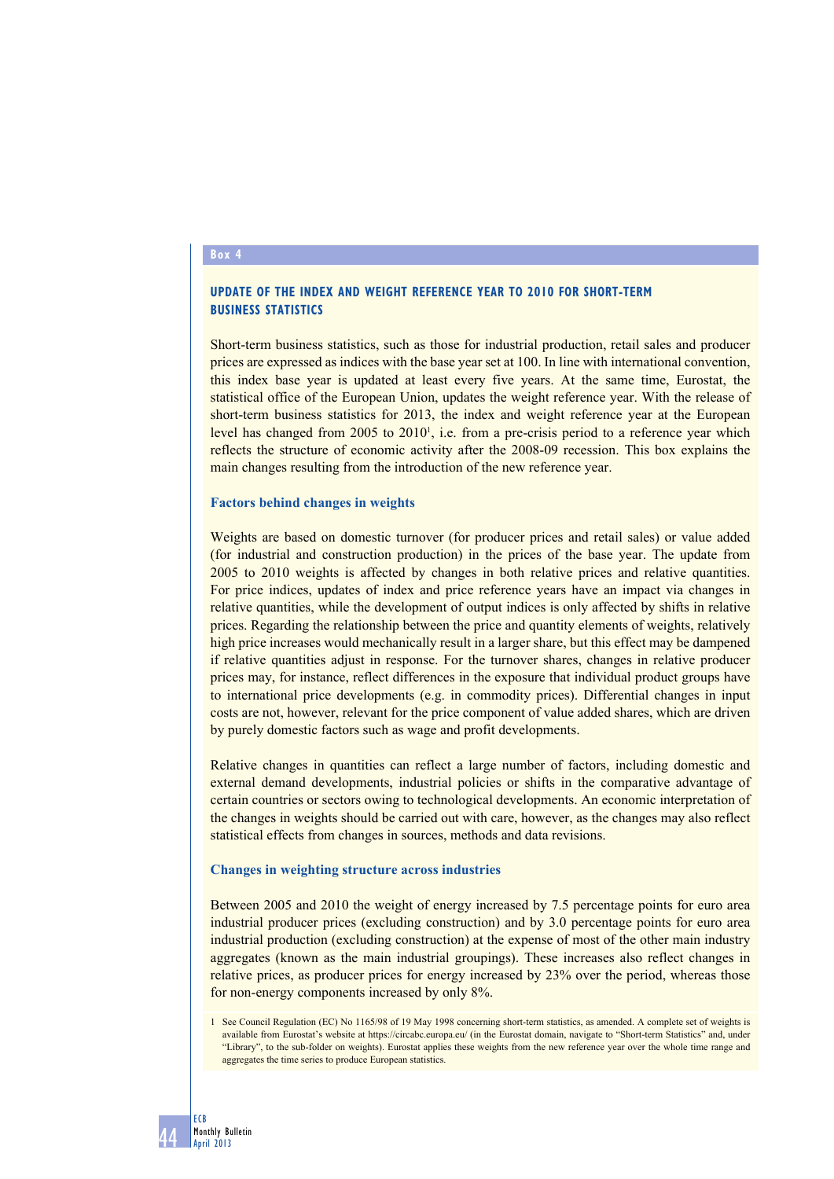Box 4

## UPDATE OF THE INDEX AND WEIGHT REFERENCE YEAR TO 2010 FOR SHORT-TERM BUSINESS STATISTICS

Short-term business statistics, such as those for industrial production, retail sales and producer prices are expressed as indices with the base year set at 100. In line with international convention, this index base year is updated at least every five years. At the same time, Eurostat, the statistical office of the European Union, updates the weight reference year. With the release of short-term business statistics for 2013, the index and weight reference year at the European level has changed from 2005 to 2010[1], i.e. from a pre-crisis period to a reference year which reflects the structure of economic activity after the 2008-09 recession. This box explains the main changes resulting from the introduction of the new reference year.

### Factors behind changes in weights

Weights are based on domestic turnover (for producer prices and retail sales) or value added (for industrial and construction production) in the prices of the base year. The update from 2005 to 2010 weights is affected by changes in both relative prices and relative quantities. For price indices, updates of index and price reference years have an impact via changes in relative quantities, while the development of output indices is only affected by shifts in relative prices. Regarding the relationship between the price and quantity elements of weights, relatively high price increases would mechanically result in a larger share, but this effect may be dampened if relative quantities adjust in response. For the turnover shares, changes in relative producer prices may, for instance, reflect differences in the exposure that individual product groups have to international price developments (e.g. in commodity prices). Differential changes in input costs are not, however, relevant for the price component of value added shares, which are driven by purely domestic factors such as wage and profit developments.

Relative changes in quantities can reflect a large number of factors, including domestic and external demand developments, industrial policies or shifts in the comparative advantage of certain countries or sectors owing to technological developments. An economic interpretation of the changes in weights should be carried out with care, however, as the changes may also reflect statistical effects from changes in sources, methods and data revisions.

### Changes in weighting structure across industries

Between 2005 and 2010 the weight of energy increased by 7.5 percentage points for euro area industrial producer prices (excluding construction) and by 3.0 percentage points for euro area industrial production (excluding construction) at the expense of most of the other main industry aggregates (known as the main industrial groupings). These increases also reflect changes in relative prices, as producer prices for energy increased by 23% over the period, whereas those for non-energy components increased by only 8%.

1 See Council Regulation (EC) No 1165/98 of 19 May 1998 concerning short-term statistics, as amended. A complete set of weights is available from Eurostat's website at https://circabc.europa.eu/ (in the Eurostat domain, navigate to "Short-term Statistics" and, under "Library", to the sub-folder on weights). Eurostat applies these weights from the new reference year over the whole time range and aggregates the time series to produce European statistics.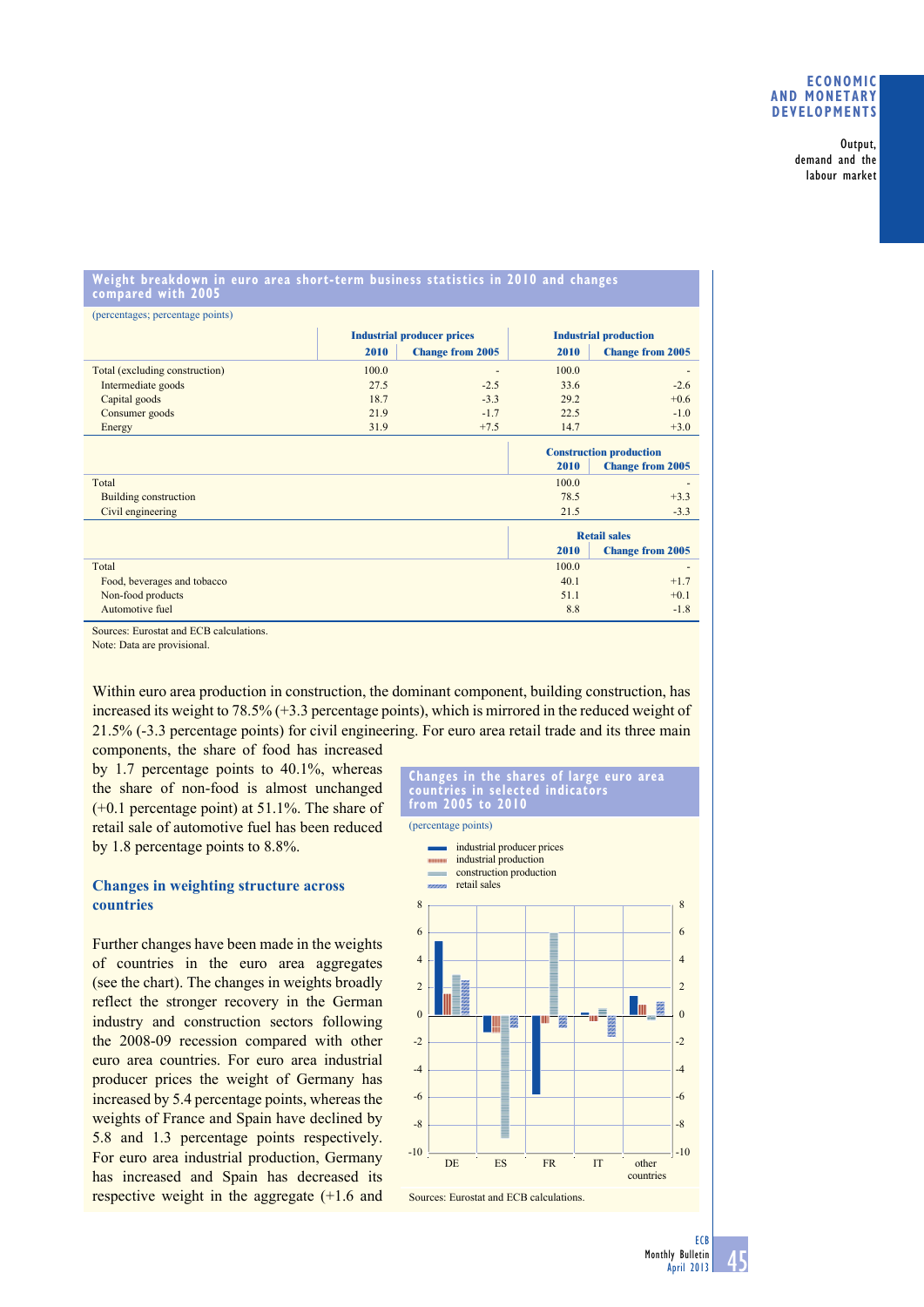**Weight breakdown in euro area short-term business statistics in 2010 and changes compared with 2005**

(percentages; percentage points)

| | Industrial producer prices | | Industrial production | |
|---|---|---|---|---|
| | 2010 | Change from 2005 | 2010 | Change from 2005 |
| Total (excluding construction) | 100.0 | - | 100.0 | - |
| Intermediate goods | 27.5 | -2.5 | 33.6 | -2.6 |
| Capital goods | 18.7 | -3.3 | 29.2 | +0.6 |
| Consumer goods | 21.9 | -1.7 | 22.5 | -1.0 |
| Energy | 31.9 | +7.5 | 14.7 | +3.0 |

| | Construction production | |
|---|---|---|
| | 2010 | Change from 2005 |
| Total | 100.0 | - |
| Building construction | 78.5 | +3.3 |
| Civil engineering | 21.5 | -3.3 |

| | Retail sales | |
|---|---|---|
| | 2010 | Change from 2005 |
| Total | 100.0 | - |
| Food, beverages and tobacco | 40.1 | +1.7 |
| Non-food products | 51.1 | +0.1 |
| Automotive fuel | 8.8 | -1.8 |

Sources: Eurostat and ECB calculations.
Note: Data are provisional.

Within euro area production in construction, the dominant component, building construction, has increased its weight to 78.5% (+3.3 percentage points), which is mirrored in the reduced weight of 21.5% (-3.3 percentage points) for civil engineering. For euro area retail trade and its three main components, the share of food has increased by 1.7 percentage points to 40.1%, whereas the share of non-food is almost unchanged (+0.1 percentage point) at 51.1%. The share of retail sale of automotive fuel has been reduced by 1.8 percentage points to 8.8%.

## Changes in weighting structure across countries

Further changes have been made in the weights of countries in the euro area aggregates (see the chart). The changes in weights broadly reflect the stronger recovery in the German industry and construction sectors following the 2008-09 recession compared with other euro area countries. For euro area industrial producer prices the weight of Germany has increased by 5.4 percentage points, whereas the weights of France and Spain have declined by 5.8 and 1.3 percentage points respectively. For euro area industrial production, Germany has increased and Spain has decreased its respective weight in the aggregate (+1.6 and

**Changes in the shares of large euro area countries in selected indicators from 2005 to 2010**

(percentage points)

Sources: Eurostat and ECB calculations.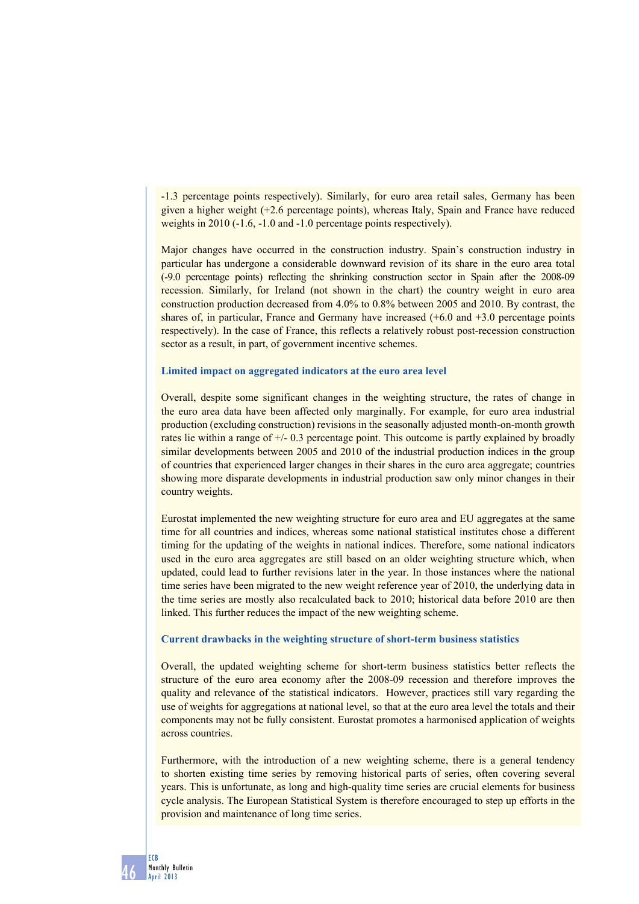-1.3 percentage points respectively). Similarly, for euro area retail sales, Germany has been given a higher weight (+2.6 percentage points), whereas Italy, Spain and France have reduced weights in 2010 (-1.6, -1.0 and -1.0 percentage points respectively).

Major changes have occurred in the construction industry. Spain's construction industry in particular has undergone a considerable downward revision of its share in the euro area total (-9.0 percentage points) reflecting the shrinking construction sector in Spain after the 2008-09 recession. Similarly, for Ireland (not shown in the chart) the country weight in euro area construction production decreased from 4.0% to 0.8% between 2005 and 2010. By contrast, the shares of, in particular, France and Germany have increased (+6.0 and +3.0 percentage points respectively). In the case of France, this reflects a relatively robust post-recession construction sector as a result, in part, of government incentive schemes.

### Limited impact on aggregated indicators at the euro area level

Overall, despite some significant changes in the weighting structure, the rates of change in the euro area data have been affected only marginally. For example, for euro area industrial production (excluding construction) revisions in the seasonally adjusted month-on-month growth rates lie within a range of +/- 0.3 percentage point. This outcome is partly explained by broadly similar developments between 2005 and 2010 of the industrial production indices in the group of countries that experienced larger changes in their shares in the euro area aggregate; countries showing more disparate developments in industrial production saw only minor changes in their country weights.

Eurostat implemented the new weighting structure for euro area and EU aggregates at the same time for all countries and indices, whereas some national statistical institutes chose a different timing for the updating of the weights in national indices. Therefore, some national indicators used in the euro area aggregates are still based on an older weighting structure which, when updated, could lead to further revisions later in the year. In those instances where the national time series have been migrated to the new weight reference year of 2010, the underlying data in the time series are mostly also recalculated back to 2010; historical data before 2010 are then linked. This further reduces the impact of the new weighting scheme.

### Current drawbacks in the weighting structure of short-term business statistics

Overall, the updated weighting scheme for short-term business statistics better reflects the structure of the euro area economy after the 2008-09 recession and therefore improves the quality and relevance of the statistical indicators. However, practices still vary regarding the use of weights for aggregations at national level, so that at the euro area level the totals and their components may not be fully consistent. Eurostat promotes a harmonised application of weights across countries.

Furthermore, with the introduction of a new weighting scheme, there is a general tendency to shorten existing time series by removing historical parts of series, often covering several years. This is unfortunate, as long and high-quality time series are crucial elements for business cycle analysis. The European Statistical System is therefore encouraged to step up efforts in the provision and maintenance of long time series.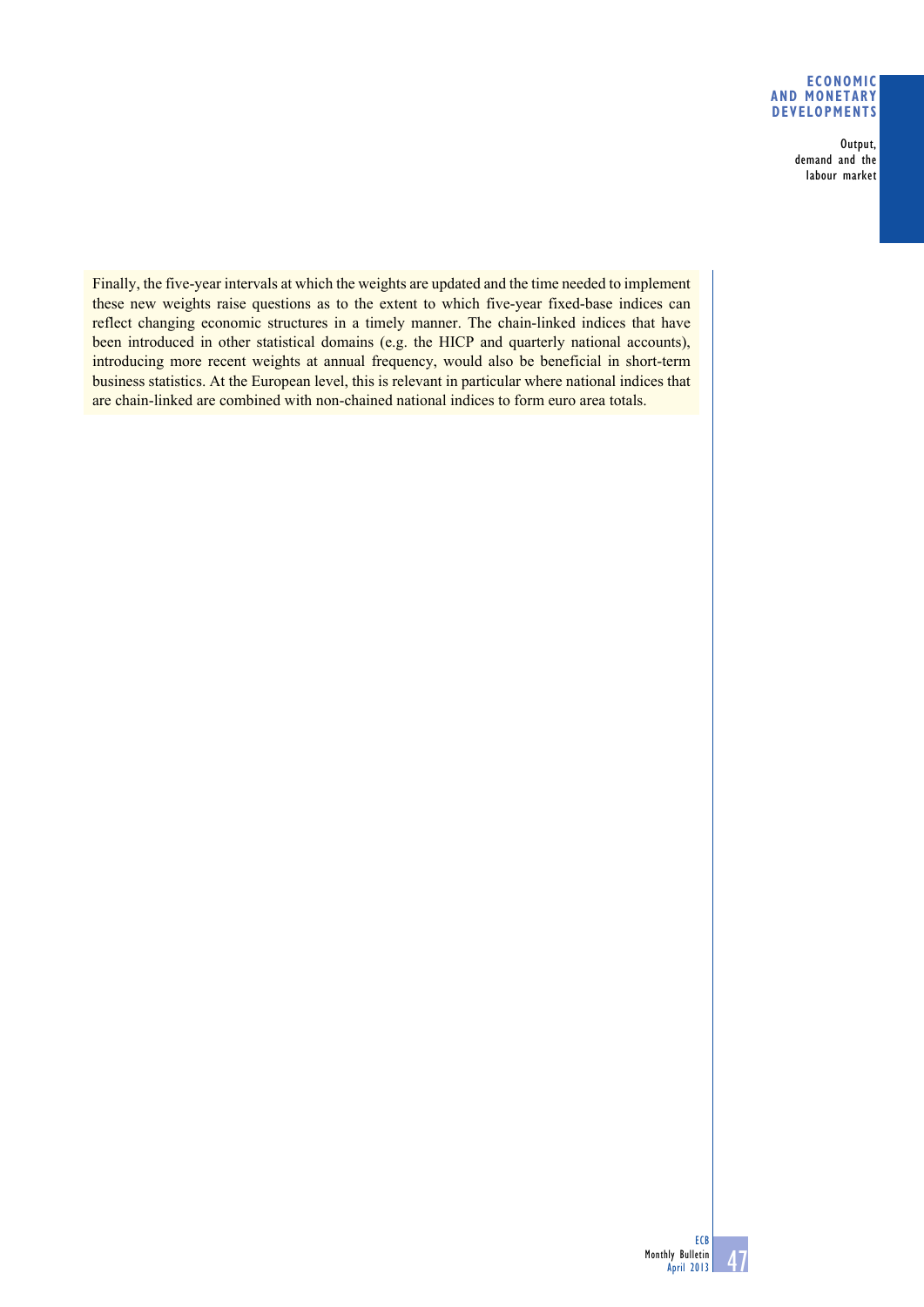Finally, the five-year intervals at which the weights are updated and the time needed to implement these new weights raise questions as to the extent to which five-year fixed-base indices can reflect changing economic structures in a timely manner. The chain-linked indices that have been introduced in other statistical domains (e.g. the HICP and quarterly national accounts), introducing more recent weights at annual frequency, would also be beneficial in short-term business statistics. At the European level, this is relevant in particular where national indices that are chain-linked are combined with non-chained national indices to form euro area totals.